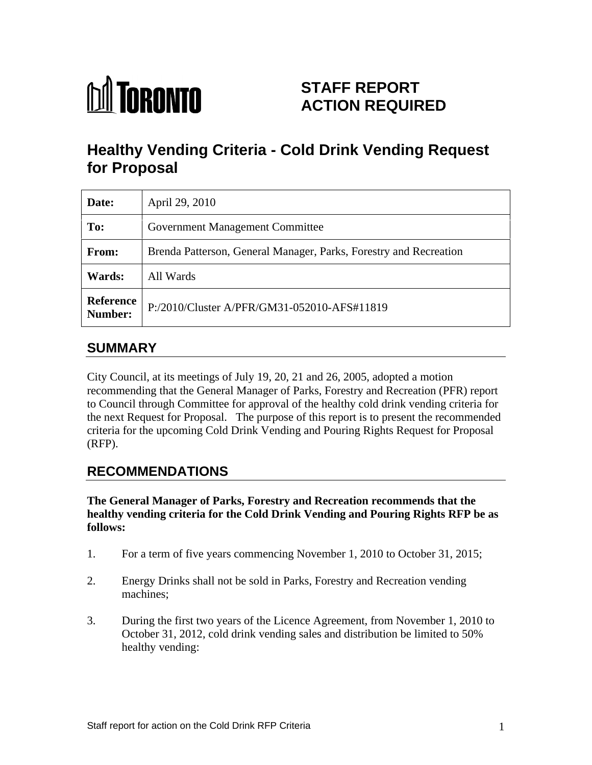TORONTO

# STAFF REPORT ACTION REQUIRED

# Healthy Vending Criteria - Cold Drink Vending Request for Proposal

| | |
|---|---|
| **Date:** | April 29, 2010 |
| **To:** | Government Management Committee |
| **From:** | Brenda Patterson, General Manager, Parks, Forestry and Recreation |
| **Wards:** | All Wards |
| **Reference Number:** | P:/2010/Cluster A/PFR/GM31-052010-AFS#11819 |

## SUMMARY

City Council, at its meetings of July 19, 20, 21 and 26, 2005, adopted a motion recommending that the General Manager of Parks, Forestry and Recreation (PFR) report to Council through Committee for approval of the healthy cold drink vending criteria for the next Request for Proposal. The purpose of this report is to present the recommended criteria for the upcoming Cold Drink Vending and Pouring Rights Request for Proposal (RFP).

## RECOMMENDATIONS

**The General Manager of Parks, Forestry and Recreation recommends that the healthy vending criteria for the Cold Drink Vending and Pouring Rights RFP be as follows:**

1. For a term of five years commencing November 1, 2010 to October 31, 2015;

2. Energy Drinks shall not be sold in Parks, Forestry and Recreation vending machines;

3. During the first two years of the Licence Agreement, from November 1, 2010 to October 31, 2012, cold drink vending sales and distribution be limited to 50% healthy vending: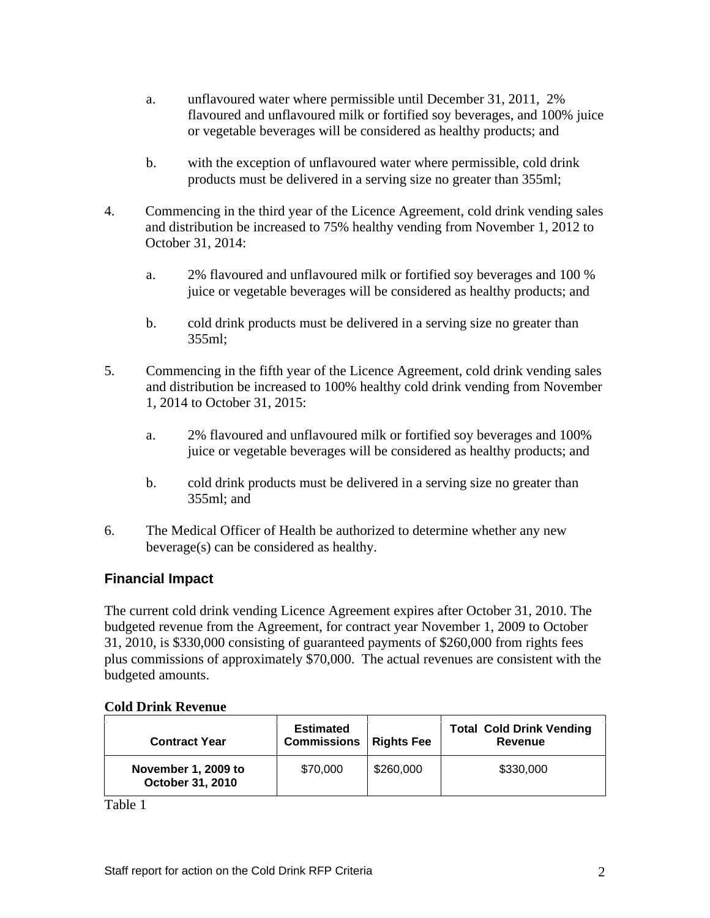a. unflavoured water where permissible until December 31, 2011, 2% flavoured and unflavoured milk or fortified soy beverages, and 100% juice or vegetable beverages will be considered as healthy products; and

b. with the exception of unflavoured water where permissible, cold drink products must be delivered in a serving size no greater than 355ml;

4. Commencing in the third year of the Licence Agreement, cold drink vending sales and distribution be increased to 75% healthy vending from November 1, 2012 to October 31, 2014:

   a. 2% flavoured and unflavoured milk or fortified soy beverages and 100 % juice or vegetable beverages will be considered as healthy products; and

   b. cold drink products must be delivered in a serving size no greater than 355ml;

5. Commencing in the fifth year of the Licence Agreement, cold drink vending sales and distribution be increased to 100% healthy cold drink vending from November 1, 2014 to October 31, 2015:

   a. 2% flavoured and unflavoured milk or fortified soy beverages and 100% juice or vegetable beverages will be considered as healthy products; and

   b. cold drink products must be delivered in a serving size no greater than 355ml; and

6. The Medical Officer of Health be authorized to determine whether any new beverage(s) can be considered as healthy.

## Financial Impact

The current cold drink vending Licence Agreement expires after October 31, 2010. The budgeted revenue from the Agreement, for contract year November 1, 2009 to October 31, 2010, is $330,000 consisting of guaranteed payments of $260,000 from rights fees plus commissions of approximately $70,000. The actual revenues are consistent with the budgeted amounts.

**Cold Drink Revenue**

| Contract Year | Estimated Commissions | Rights Fee | Total Cold Drink Vending Revenue |
|---|---|---|---|
| **November 1, 2009 to October 31, 2010** | $70,000 | $260,000 | $330,000 |

Table 1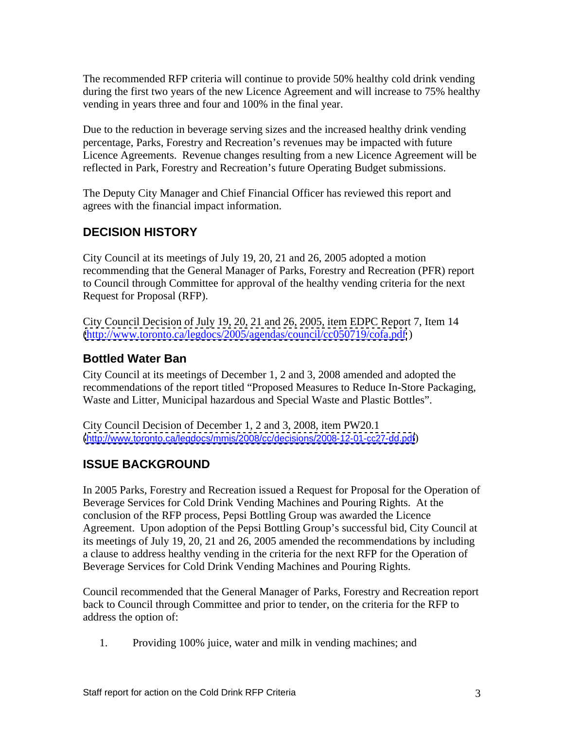The recommended RFP criteria will continue to provide 50% healthy cold drink vending during the first two years of the new Licence Agreement and will increase to 75% healthy vending in years three and four and 100% in the final year.

Due to the reduction in beverage serving sizes and the increased healthy drink vending percentage, Parks, Forestry and Recreation's revenues may be impacted with future Licence Agreements. Revenue changes resulting from a new Licence Agreement will be reflected in Park, Forestry and Recreation's future Operating Budget submissions.

The Deputy City Manager and Chief Financial Officer has reviewed this report and agrees with the financial impact information.

## DECISION HISTORY

City Council at its meetings of July 19, 20, 21 and 26, 2005 adopted a motion recommending that the General Manager of Parks, Forestry and Recreation (PFR) report to Council through Committee for approval of the healthy vending criteria for the next Request for Proposal (RFP).

City Council Decision of July 19, 20, 21 and 26, 2005, item EDPC Report 7, Item 14 (http://www.toronto.ca/legdocs/2005/agendas/council/cc050719/cofa.pdf )

### Bottled Water Ban

City Council at its meetings of December 1, 2 and 3, 2008 amended and adopted the recommendations of the report titled "Proposed Measures to Reduce In-Store Packaging, Waste and Litter, Municipal hazardous and Special Waste and Plastic Bottles".

City Council Decision of December 1, 2 and 3, 2008, item PW20.1 (http://www.toronto.ca/legdocs/mmis/2008/cc/decisions/2008-12-01-cc27-dd.pdf)

## ISSUE BACKGROUND

In 2005 Parks, Forestry and Recreation issued a Request for Proposal for the Operation of Beverage Services for Cold Drink Vending Machines and Pouring Rights. At the conclusion of the RFP process, Pepsi Bottling Group was awarded the Licence Agreement. Upon adoption of the Pepsi Bottling Group's successful bid, City Council at its meetings of July 19, 20, 21 and 26, 2005 amended the recommendations by including a clause to address healthy vending in the criteria for the next RFP for the Operation of Beverage Services for Cold Drink Vending Machines and Pouring Rights.

Council recommended that the General Manager of Parks, Forestry and Recreation report back to Council through Committee and prior to tender, on the criteria for the RFP to address the option of:

1. Providing 100% juice, water and milk in vending machines; and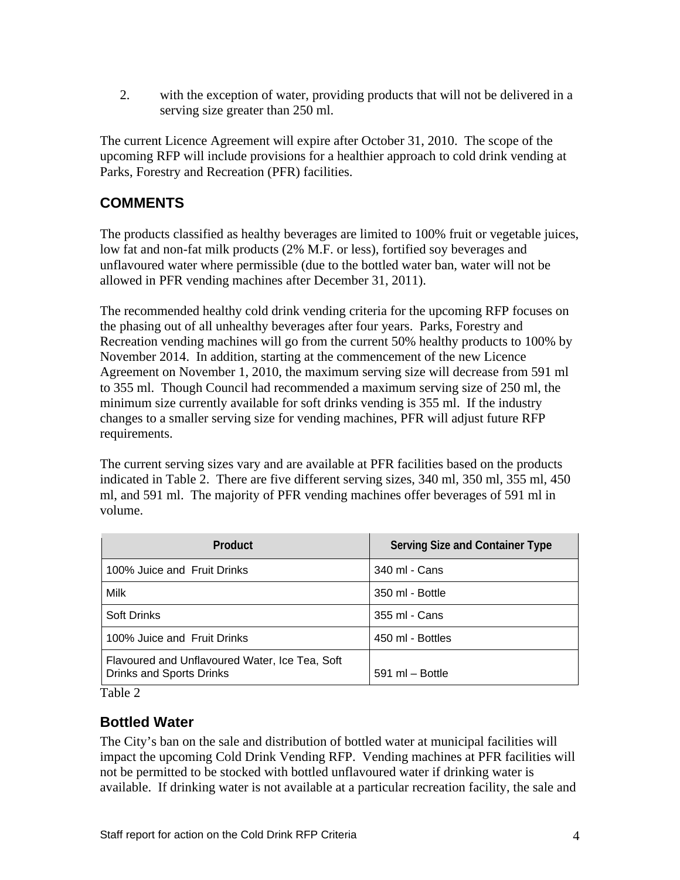2. with the exception of water, providing products that will not be delivered in a serving size greater than 250 ml.

The current Licence Agreement will expire after October 31, 2010. The scope of the upcoming RFP will include provisions for a healthier approach to cold drink vending at Parks, Forestry and Recreation (PFR) facilities.

## COMMENTS

The products classified as healthy beverages are limited to 100% fruit or vegetable juices, low fat and non-fat milk products (2% M.F. or less), fortified soy beverages and unflavoured water where permissible (due to the bottled water ban, water will not be allowed in PFR vending machines after December 31, 2011).

The recommended healthy cold drink vending criteria for the upcoming RFP focuses on the phasing out of all unhealthy beverages after four years. Parks, Forestry and Recreation vending machines will go from the current 50% healthy products to 100% by November 2014. In addition, starting at the commencement of the new Licence Agreement on November 1, 2010, the maximum serving size will decrease from 591 ml to 355 ml. Though Council had recommended a maximum serving size of 250 ml, the minimum size currently available for soft drinks vending is 355 ml. If the industry changes to a smaller serving size for vending machines, PFR will adjust future RFP requirements.

The current serving sizes vary and are available at PFR facilities based on the products indicated in Table 2. There are five different serving sizes, 340 ml, 350 ml, 355 ml, 450 ml, and 591 ml. The majority of PFR vending machines offer beverages of 591 ml in volume.

| Product | Serving Size and Container Type |
|---|---|
| 100% Juice and Fruit Drinks | 340 ml - Cans |
| Milk | 350 ml - Bottle |
| Soft Drinks | 355 ml - Cans |
| 100% Juice and Fruit Drinks | 450 ml - Bottles |
| Flavoured and Unflavoured Water, Ice Tea, Soft Drinks and Sports Drinks | 591 ml – Bottle |

Table 2

## Bottled Water

The City's ban on the sale and distribution of bottled water at municipal facilities will impact the upcoming Cold Drink Vending RFP. Vending machines at PFR facilities will not be permitted to be stocked with bottled unflavoured water if drinking water is available. If drinking water is not available at a particular recreation facility, the sale and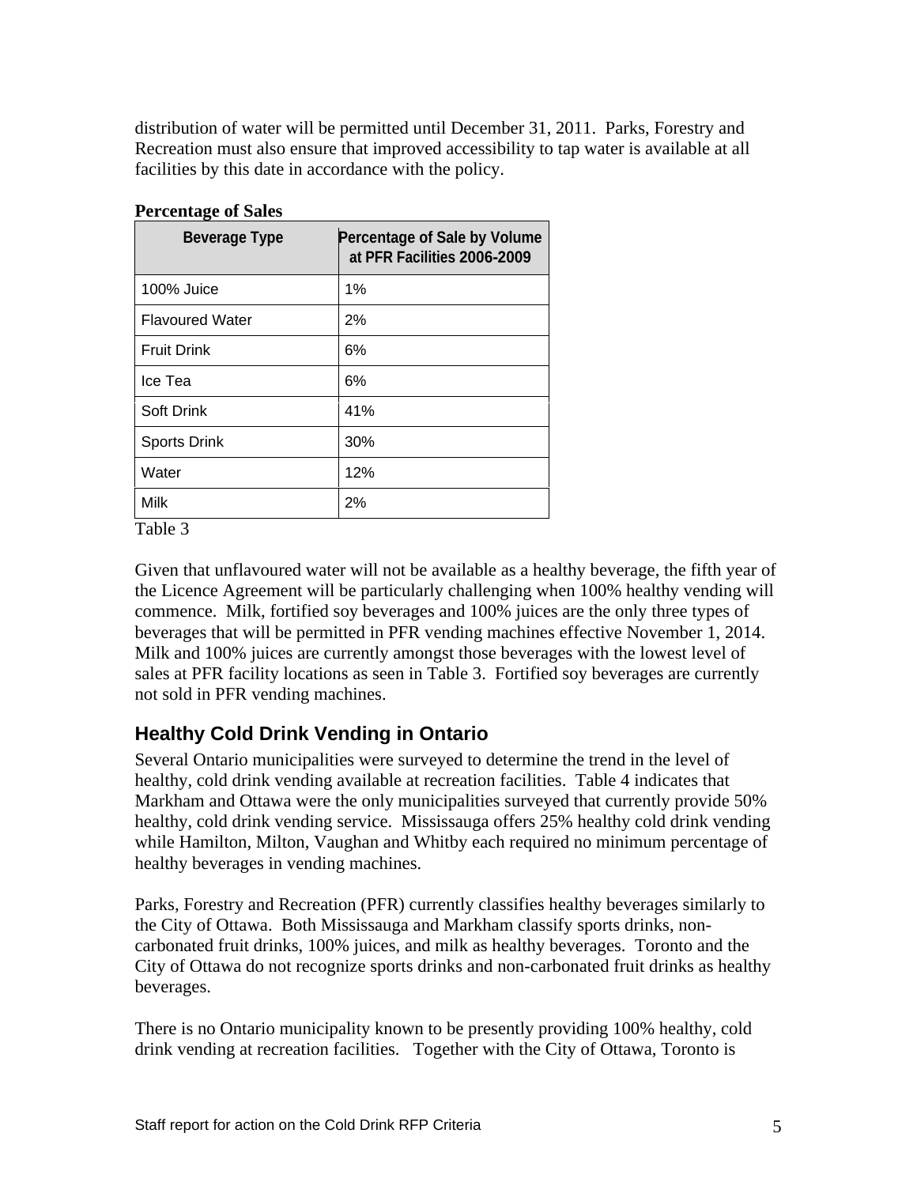distribution of water will be permitted until December 31, 2011. Parks, Forestry and Recreation must also ensure that improved accessibility to tap water is available at all facilities by this date in accordance with the policy.

**Percentage of Sales**

| Beverage Type | Percentage of Sale by Volume at PFR Facilities 2006-2009 |
|---|---|
| 100% Juice | 1% |
| Flavoured Water | 2% |
| Fruit Drink | 6% |
| Ice Tea | 6% |
| Soft Drink | 41% |
| Sports Drink | 30% |
| Water | 12% |
| Milk | 2% |

Table 3

Given that unflavoured water will not be available as a healthy beverage, the fifth year of the Licence Agreement will be particularly challenging when 100% healthy vending will commence. Milk, fortified soy beverages and 100% juices are the only three types of beverages that will be permitted in PFR vending machines effective November 1, 2014. Milk and 100% juices are currently amongst those beverages with the lowest level of sales at PFR facility locations as seen in Table 3. Fortified soy beverages are currently not sold in PFR vending machines.

## Healthy Cold Drink Vending in Ontario

Several Ontario municipalities were surveyed to determine the trend in the level of healthy, cold drink vending available at recreation facilities. Table 4 indicates that Markham and Ottawa were the only municipalities surveyed that currently provide 50% healthy, cold drink vending service. Mississauga offers 25% healthy cold drink vending while Hamilton, Milton, Vaughan and Whitby each required no minimum percentage of healthy beverages in vending machines.

Parks, Forestry and Recreation (PFR) currently classifies healthy beverages similarly to the City of Ottawa. Both Mississauga and Markham classify sports drinks, non-carbonated fruit drinks, 100% juices, and milk as healthy beverages. Toronto and the City of Ottawa do not recognize sports drinks and non-carbonated fruit drinks as healthy beverages.

There is no Ontario municipality known to be presently providing 100% healthy, cold drink vending at recreation facilities. Together with the City of Ottawa, Toronto is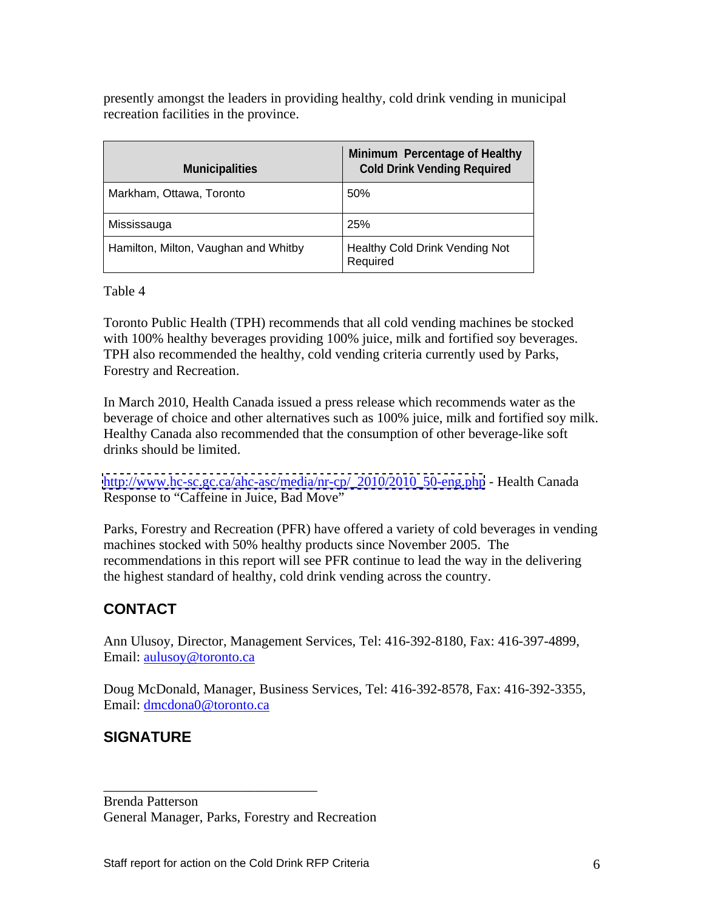presently amongst the leaders in providing healthy, cold drink vending in municipal recreation facilities in the province.

| Municipalities | Minimum Percentage of Healthy Cold Drink Vending Required |
|---|---|
| Markham, Ottawa, Toronto | 50% |
| Mississauga | 25% |
| Hamilton, Milton, Vaughan and Whitby | Healthy Cold Drink Vending Not Required |

Table 4

Toronto Public Health (TPH) recommends that all cold vending machines be stocked with 100% healthy beverages providing 100% juice, milk and fortified soy beverages. TPH also recommended the healthy, cold vending criteria currently used by Parks, Forestry and Recreation.

In March 2010, Health Canada issued a press release which recommends water as the beverage of choice and other alternatives such as 100% juice, milk and fortified soy milk. Healthy Canada also recommended that the consumption of other beverage-like soft drinks should be limited.

http://www.hc-sc.gc.ca/ahc-asc/media/nr-cp/_2010/2010_50-eng.php - Health Canada Response to "Caffeine in Juice, Bad Move"

Parks, Forestry and Recreation (PFR) have offered a variety of cold beverages in vending machines stocked with 50% healthy products since November 2005. The recommendations in this report will see PFR continue to lead the way in the delivering the highest standard of healthy, cold drink vending across the country.

## CONTACT

Ann Ulusoy, Director, Management Services, Tel: 416-392-8180, Fax: 416-397-4899, Email: aulusoy@toronto.ca

Doug McDonald, Manager, Business Services, Tel: 416-392-8578, Fax: 416-392-3355, Email: dmcdona0@toronto.ca

## SIGNATURE

_______________________________

Brenda Patterson
General Manager, Parks, Forestry and Recreation